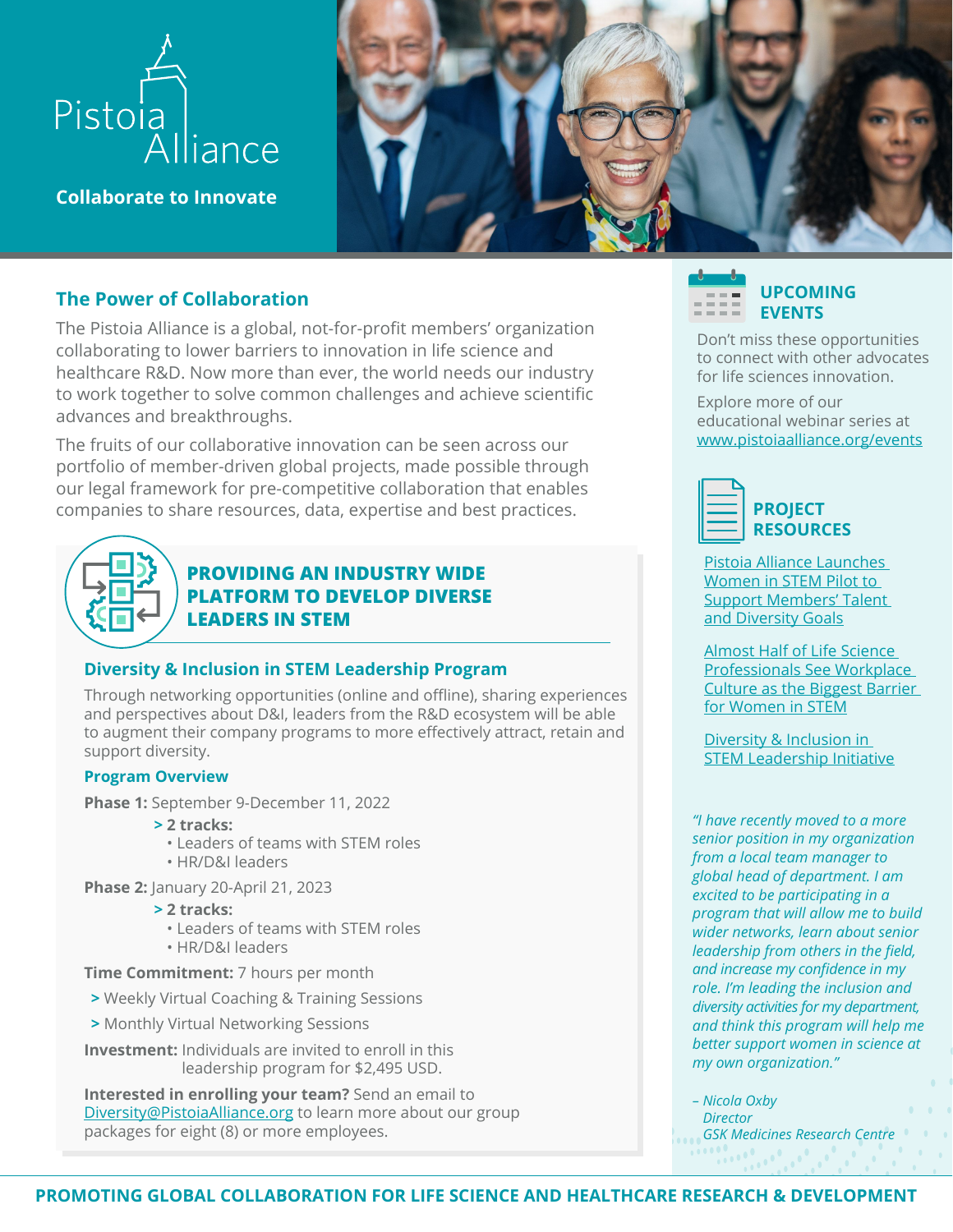# Pistoia Alliance

**Collaborate to Innovate**

## The Power of Collaboration

The Pistoia Alliance is a global, not-for-profit members' organization collaborating to lower barriers to innovation in life science and healthcare R&D. Now more than ever, the world needs our industry to work together to solve common challenges and achieve scientific advances and breakthroughs.

The fruits of our collaborative innovation can be seen across our portfolio of member-driven global projects, made possible through our legal framework for pre-competitive collaboration that enables companies to share resources, data, expertise and best practices.

## PROVIDING AN INDUSTRY WIDE PLATFORM TO DEVELOP DIVERSE LEADERS IN STEM

### Diversity & Inclusion in STEM Leadership Program

Through networking opportunities (online and offline), sharing experiences and perspectives about D&I, leaders from the R&D ecosystem will be able to augment their company programs to more effectively attract, retain and support diversity.

#### Program Overview

**Phase 1:** September 9-December 11, 2022

> **2 tracks:**
- Leaders of teams with STEM roles
- HR/D&I leaders

**Phase 2:** January 20-April 21, 2023

> **2 tracks:**
- Leaders of teams with STEM roles
- HR/D&I leaders

**Time Commitment:** 7 hours per month

> Weekly Virtual Coaching & Training Sessions

> Monthly Virtual Networking Sessions

**Investment:** Individuals are invited to enroll in this leadership program for $2,495 USD.

**Interested in enrolling your team?** Send an email to Diversity@PistoiaAlliance.org to learn more about our group packages for eight (8) or more employees.

## UPCOMING EVENTS

Don't miss these opportunities to connect with other advocates for life sciences innovation.

Explore more of our educational webinar series at www.pistoiaalliance.org/events

## PROJECT RESOURCES

Pistoia Alliance Launches Women in STEM Pilot to Support Members' Talent and Diversity Goals

Almost Half of Life Science Professionals See Workplace Culture as the Biggest Barrier for Women in STEM

Diversity & Inclusion in STEM Leadership Initiative

*"I have recently moved to a more senior position in my organization from a local team manager to global head of department. I am excited to be participating in a program that will allow me to build wider networks, learn about senior leadership from others in the field, and increase my confidence in my role. I'm leading the inclusion and diversity activities for my department, and think this program will help me better support women in science at my own organization."*

*– Nicola Oxby*
*Director*
*GSK Medicines Research Centre*

**PROMOTING GLOBAL COLLABORATION FOR LIFE SCIENCE AND HEALTHCARE RESEARCH & DEVELOPMENT**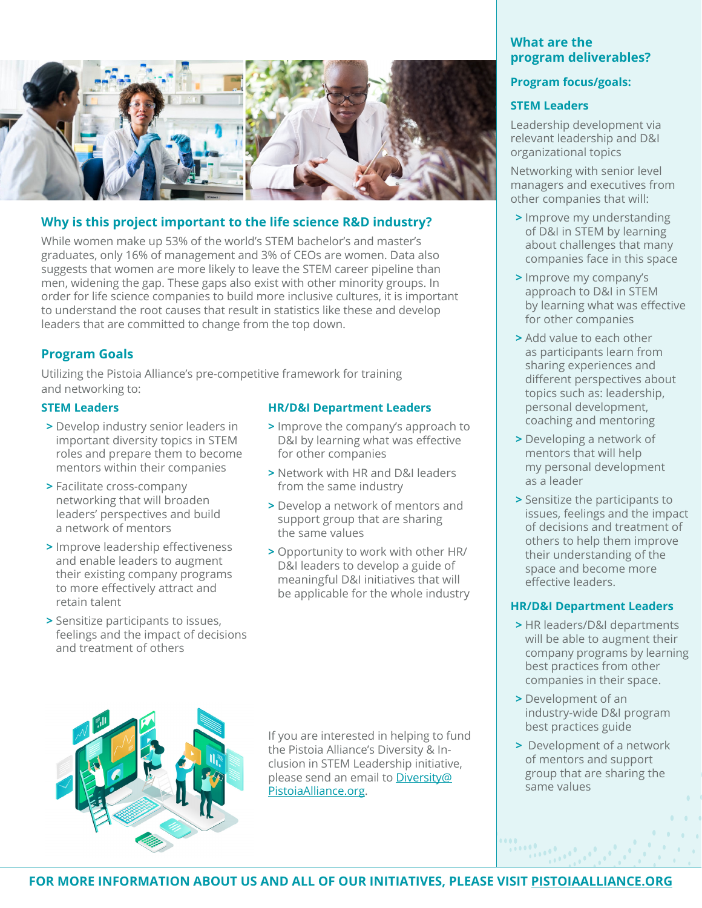## Why is this project important to the life science R&D industry?

While women make up 53% of the world's STEM bachelor's and master's graduates, only 16% of management and 3% of CEOs are women. Data also suggests that women are more likely to leave the STEM career pipeline than men, widening the gap. These gaps also exist with other minority groups. In order for life science companies to build more inclusive cultures, it is important to understand the root causes that result in statistics like these and develop leaders that are committed to change from the top down.

## Program Goals

Utilizing the Pistoia Alliance's pre-competitive framework for training and networking to:

### STEM Leaders

- Develop industry senior leaders in important diversity topics in STEM roles and prepare them to become mentors within their companies
- Facilitate cross-company networking that will broaden leaders' perspectives and build a network of mentors
- Improve leadership effectiveness and enable leaders to augment their existing company programs to more effectively attract and retain talent
- Sensitize participants to issues, feelings and the impact of decisions and treatment of others

### HR/D&I Department Leaders

- Improve the company's approach to D&I by learning what was effective for other companies
- Network with HR and D&I leaders from the same industry
- Develop a network of mentors and support group that are sharing the same values
- Opportunity to work with other HR/D&I leaders to develop a guide of meaningful D&I initiatives that will be applicable for the whole industry

If you are interested in helping to fund the Pistoia Alliance's Diversity & Inclusion in STEM Leadership initiative, please send an email to [Diversity@PistoiaAlliance.org](mailto:Diversity@PistoiaAlliance.org).

## What are the program deliverables?

### Program focus/goals:

### STEM Leaders

Leadership development via relevant leadership and D&I organizational topics

Networking with senior level managers and executives from other companies that will:

- Improve my understanding of D&I in STEM by learning about challenges that many companies face in this space
- Improve my company's approach to D&I in STEM by learning what was effective for other companies
- Add value to each other as participants learn from sharing experiences and different perspectives about topics such as: leadership, personal development, coaching and mentoring
- Developing a network of mentors that will help my personal development as a leader
- Sensitize the participants to issues, feelings and the impact of decisions and treatment of others to help them improve their understanding of the space and become more effective leaders.

### HR/D&I Department Leaders

- HR leaders/D&I departments will be able to augment their company programs by learning best practices from other companies in their space.
- Development of an industry-wide D&I program best practices guide
- Development of a network of mentors and support group that are sharing the same values

**FOR MORE INFORMATION ABOUT US AND ALL OF OUR INITIATIVES, PLEASE VISIT [PISTOIAALLIANCE.ORG](https://pistoiaalliance.org)**